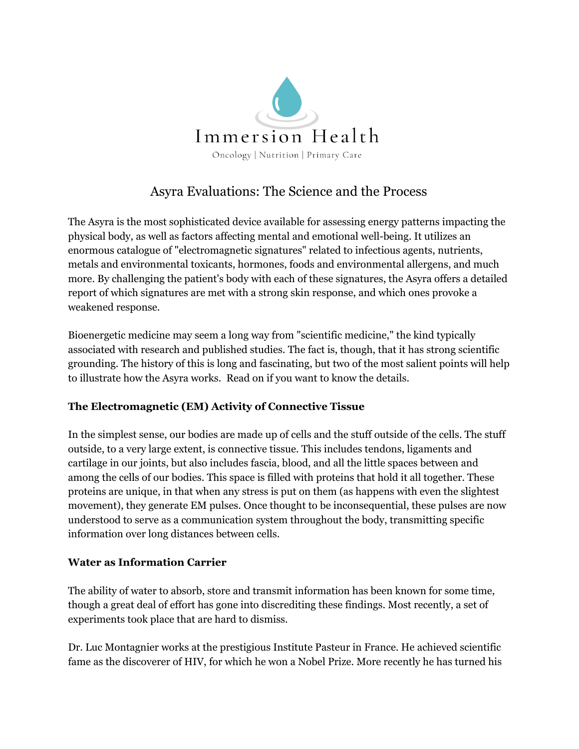Immersion Health

Oncology | Nutrition | Primary Care

# Asyra Evaluations: The Science and the Process

The Asyra is the most sophisticated device available for assessing energy patterns impacting the physical body, as well as factors affecting mental and emotional well-being. It utilizes an enormous catalogue of "electromagnetic signatures" related to infectious agents, nutrients, metals and environmental toxicants, hormones, foods and environmental allergens, and much more. By challenging the patient's body with each of these signatures, the Asyra offers a detailed report of which signatures are met with a strong skin response, and which ones provoke a weakened response.

Bioenergetic medicine may seem a long way from "scientific medicine," the kind typically associated with research and published studies. The fact is, though, that it has strong scientific grounding. The history of this is long and fascinating, but two of the most salient points will help to illustrate how the Asyra works. Read on if you want to know the details.

**The Electromagnetic (EM) Activity of Connective Tissue**

In the simplest sense, our bodies are made up of cells and the stuff outside of the cells. The stuff outside, to a very large extent, is connective tissue. This includes tendons, ligaments and cartilage in our joints, but also includes fascia, blood, and all the little spaces between and among the cells of our bodies. This space is filled with proteins that hold it all together. These proteins are unique, in that when any stress is put on them (as happens with even the slightest movement), they generate EM pulses. Once thought to be inconsequential, these pulses are now understood to serve as a communication system throughout the body, transmitting specific information over long distances between cells.

**Water as Information Carrier**

The ability of water to absorb, store and transmit information has been known for some time, though a great deal of effort has gone into discrediting these findings. Most recently, a set of experiments took place that are hard to dismiss.

Dr. Luc Montagnier works at the prestigious Institute Pasteur in France. He achieved scientific fame as the discoverer of HIV, for which he won a Nobel Prize. More recently he has turned his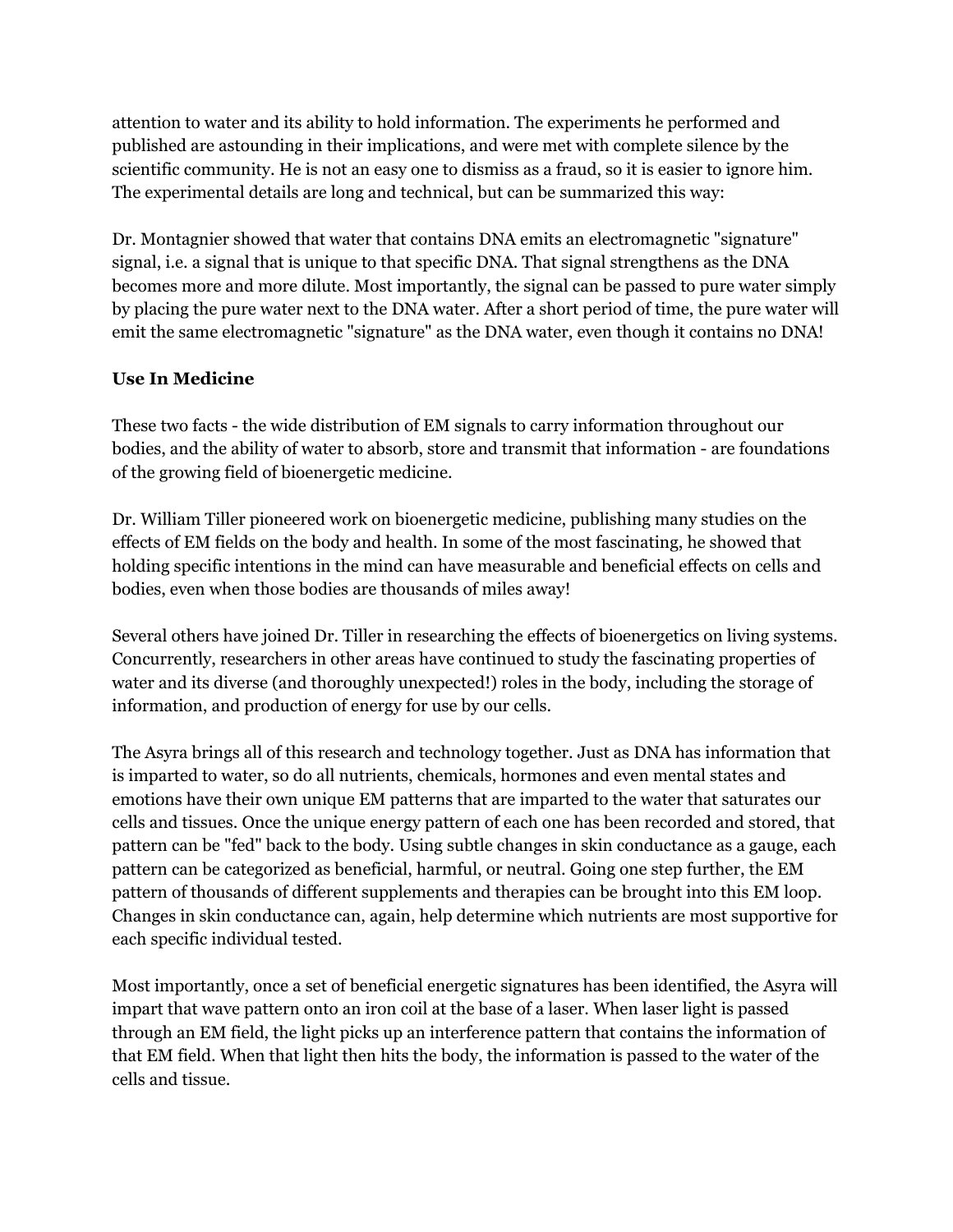attention to water and its ability to hold information. The experiments he performed and published are astounding in their implications, and were met with complete silence by the scientific community. He is not an easy one to dismiss as a fraud, so it is easier to ignore him. The experimental details are long and technical, but can be summarized this way:

Dr. Montagnier showed that water that contains DNA emits an electromagnetic "signature" signal, i.e. a signal that is unique to that specific DNA. That signal strengthens as the DNA becomes more and more dilute. Most importantly, the signal can be passed to pure water simply by placing the pure water next to the DNA water. After a short period of time, the pure water will emit the same electromagnetic "signature" as the DNA water, even though it contains no DNA!

**Use In Medicine**

These two facts - the wide distribution of EM signals to carry information throughout our bodies, and the ability of water to absorb, store and transmit that information - are foundations of the growing field of bioenergetic medicine.

Dr. William Tiller pioneered work on bioenergetic medicine, publishing many studies on the effects of EM fields on the body and health. In some of the most fascinating, he showed that holding specific intentions in the mind can have measurable and beneficial effects on cells and bodies, even when those bodies are thousands of miles away!

Several others have joined Dr. Tiller in researching the effects of bioenergetics on living systems. Concurrently, researchers in other areas have continued to study the fascinating properties of water and its diverse (and thoroughly unexpected!) roles in the body, including the storage of information, and production of energy for use by our cells.

The Asyra brings all of this research and technology together. Just as DNA has information that is imparted to water, so do all nutrients, chemicals, hormones and even mental states and emotions have their own unique EM patterns that are imparted to the water that saturates our cells and tissues. Once the unique energy pattern of each one has been recorded and stored, that pattern can be "fed" back to the body. Using subtle changes in skin conductance as a gauge, each pattern can be categorized as beneficial, harmful, or neutral. Going one step further, the EM pattern of thousands of different supplements and therapies can be brought into this EM loop. Changes in skin conductance can, again, help determine which nutrients are most supportive for each specific individual tested.

Most importantly, once a set of beneficial energetic signatures has been identified, the Asyra will impart that wave pattern onto an iron coil at the base of a laser. When laser light is passed through an EM field, the light picks up an interference pattern that contains the information of that EM field. When that light then hits the body, the information is passed to the water of the cells and tissue.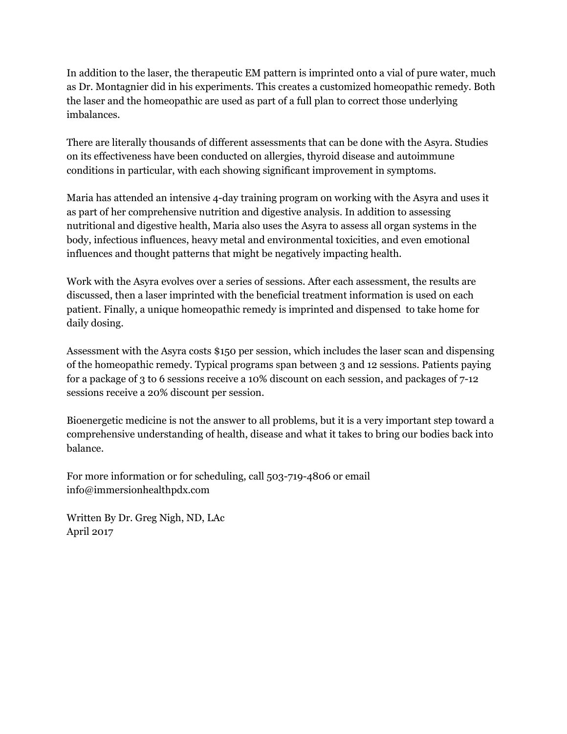In addition to the laser, the therapeutic EM pattern is imprinted onto a vial of pure water, much as Dr. Montagnier did in his experiments. This creates a customized homeopathic remedy. Both the laser and the homeopathic are used as part of a full plan to correct those underlying imbalances.

There are literally thousands of different assessments that can be done with the Asyra. Studies on its effectiveness have been conducted on allergies, thyroid disease and autoimmune conditions in particular, with each showing significant improvement in symptoms.

Maria has attended an intensive 4-day training program on working with the Asyra and uses it as part of her comprehensive nutrition and digestive analysis. In addition to assessing nutritional and digestive health, Maria also uses the Asyra to assess all organ systems in the body, infectious influences, heavy metal and environmental toxicities, and even emotional influences and thought patterns that might be negatively impacting health.

Work with the Asyra evolves over a series of sessions. After each assessment, the results are discussed, then a laser imprinted with the beneficial treatment information is used on each patient. Finally, a unique homeopathic remedy is imprinted and dispensed to take home for daily dosing.

Assessment with the Asyra costs $150 per session, which includes the laser scan and dispensing of the homeopathic remedy. Typical programs span between 3 and 12 sessions. Patients paying for a package of 3 to 6 sessions receive a 10% discount on each session, and packages of 7-12 sessions receive a 20% discount per session.

Bioenergetic medicine is not the answer to all problems, but it is a very important step toward a comprehensive understanding of health, disease and what it takes to bring our bodies back into balance.

For more information or for scheduling, call 503-719-4806 or email info@immersionhealthpdx.com

Written By Dr. Greg Nigh, ND, LAc
April 2017